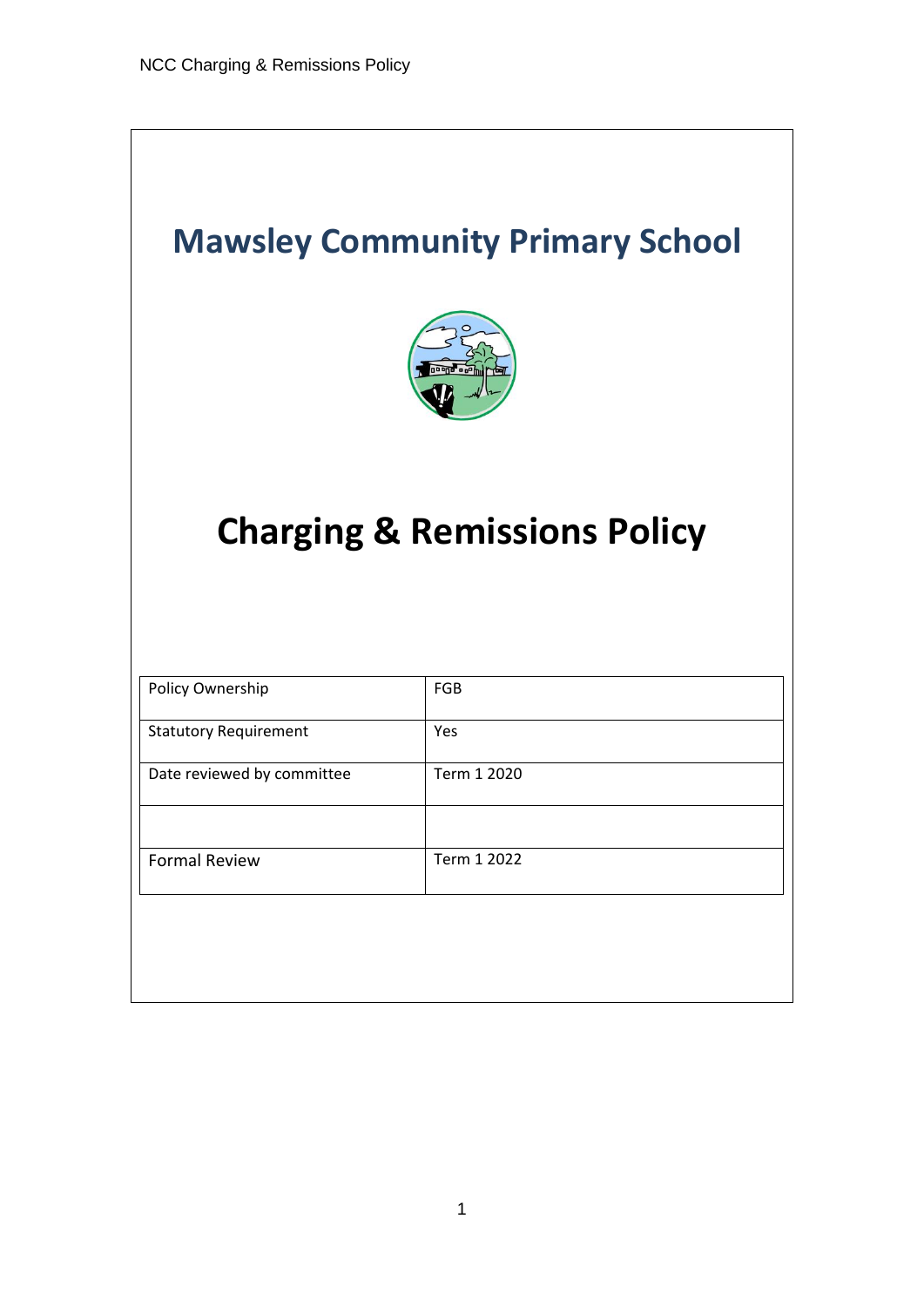# Mawsley Community Primary School

# Charging & Remissions Policy

| Policy Ownership | FGB |
|---|---|
| Statutory Requirement | Yes |
| Date reviewed by committee | Term 1 2020 |
| | |
| Formal Review | Term 1 2022 |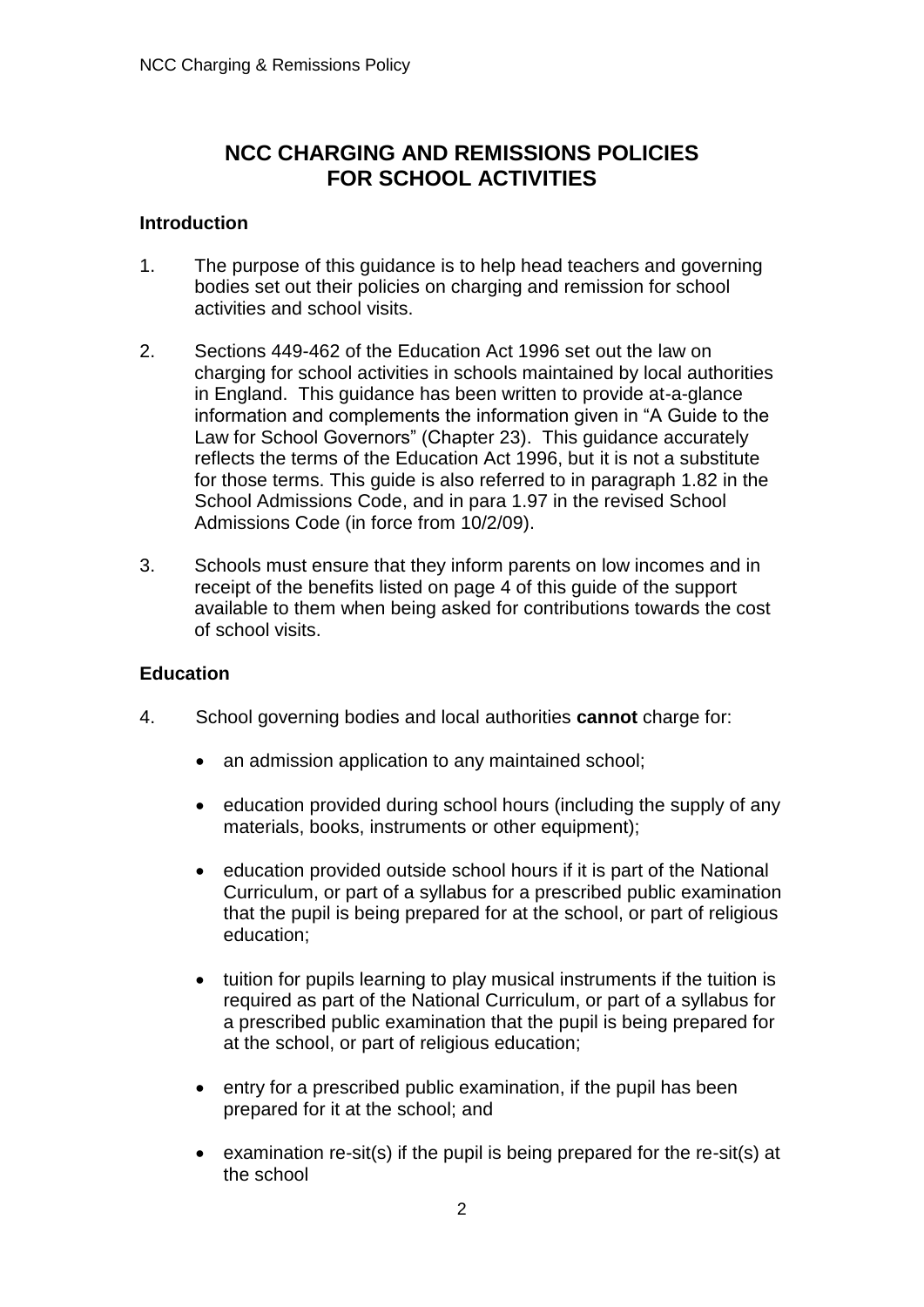# NCC CHARGING AND REMISSIONS POLICIES FOR SCHOOL ACTIVITIES

## Introduction

1. The purpose of this guidance is to help head teachers and governing bodies set out their policies on charging and remission for school activities and school visits.

2. Sections 449-462 of the Education Act 1996 set out the law on charging for school activities in schools maintained by local authorities in England. This guidance has been written to provide at-a-glance information and complements the information given in "A Guide to the Law for School Governors" (Chapter 23). This guidance accurately reflects the terms of the Education Act 1996, but it is not a substitute for those terms. This guide is also referred to in paragraph 1.82 in the School Admissions Code, and in para 1.97 in the revised School Admissions Code (in force from 10/2/09).

3. Schools must ensure that they inform parents on low incomes and in receipt of the benefits listed on page 4 of this guide of the support available to them when being asked for contributions towards the cost of school visits.

## Education

4. School governing bodies and local authorities **cannot** charge for:

   - an admission application to any maintained school;
   - education provided during school hours (including the supply of any materials, books, instruments or other equipment);
   - education provided outside school hours if it is part of the National Curriculum, or part of a syllabus for a prescribed public examination that the pupil is being prepared for at the school, or part of religious education;
   - tuition for pupils learning to play musical instruments if the tuition is required as part of the National Curriculum, or part of a syllabus for a prescribed public examination that the pupil is being prepared for at the school, or part of religious education;
   - entry for a prescribed public examination, if the pupil has been prepared for it at the school; and
   - examination re-sit(s) if the pupil is being prepared for the re-sit(s) at the school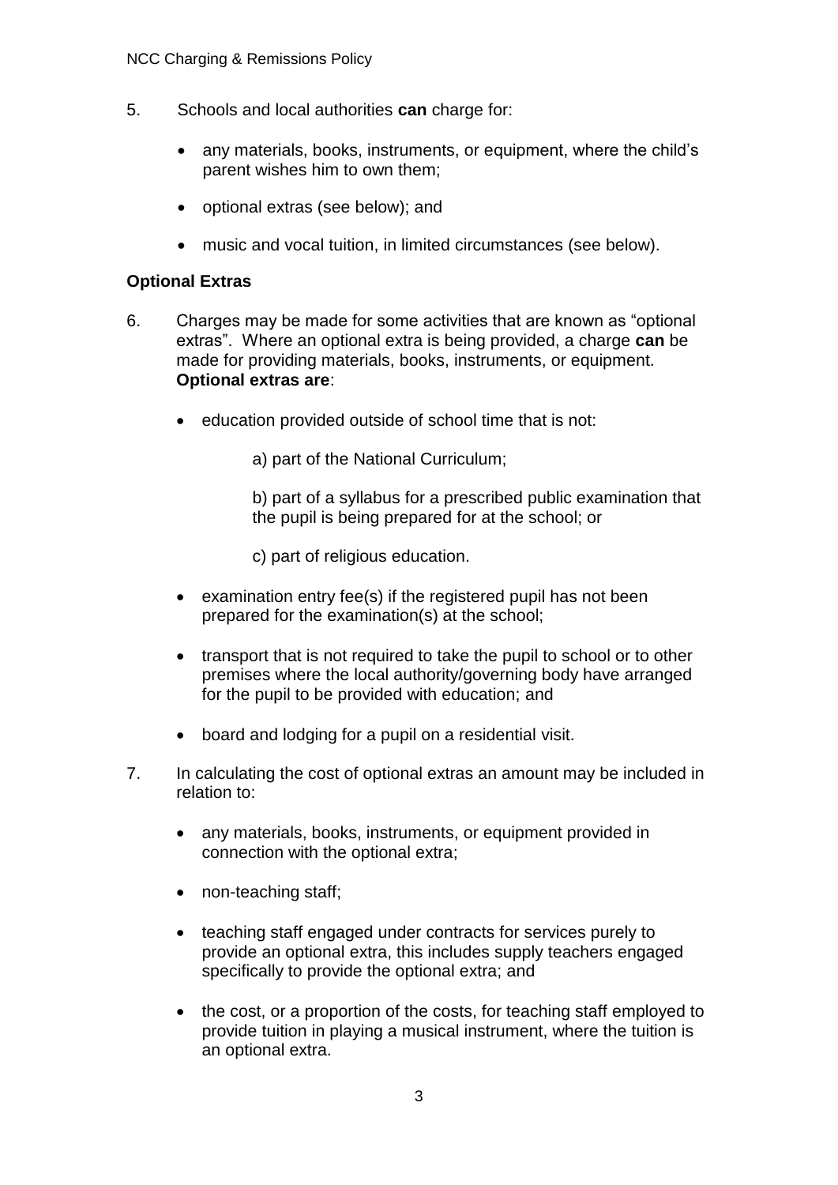5. Schools and local authorities **can** charge for:

   - any materials, books, instruments, or equipment, where the child's parent wishes him to own them;
   - optional extras (see below); and
   - music and vocal tuition, in limited circumstances (see below).

## Optional Extras

6. Charges may be made for some activities that are known as "optional extras". Where an optional extra is being provided, a charge **can** be made for providing materials, books, instruments, or equipment. **Optional extras are**:

   - education provided outside of school time that is not:

     a) part of the National Curriculum;

     b) part of a syllabus for a prescribed public examination that the pupil is being prepared for at the school; or

     c) part of religious education.

   - examination entry fee(s) if the registered pupil has not been prepared for the examination(s) at the school;
   - transport that is not required to take the pupil to school or to other premises where the local authority/governing body have arranged for the pupil to be provided with education; and
   - board and lodging for a pupil on a residential visit.

7. In calculating the cost of optional extras an amount may be included in relation to:

   - any materials, books, instruments, or equipment provided in connection with the optional extra;
   - non-teaching staff;
   - teaching staff engaged under contracts for services purely to provide an optional extra, this includes supply teachers engaged specifically to provide the optional extra; and
   - the cost, or a proportion of the costs, for teaching staff employed to provide tuition in playing a musical instrument, where the tuition is an optional extra.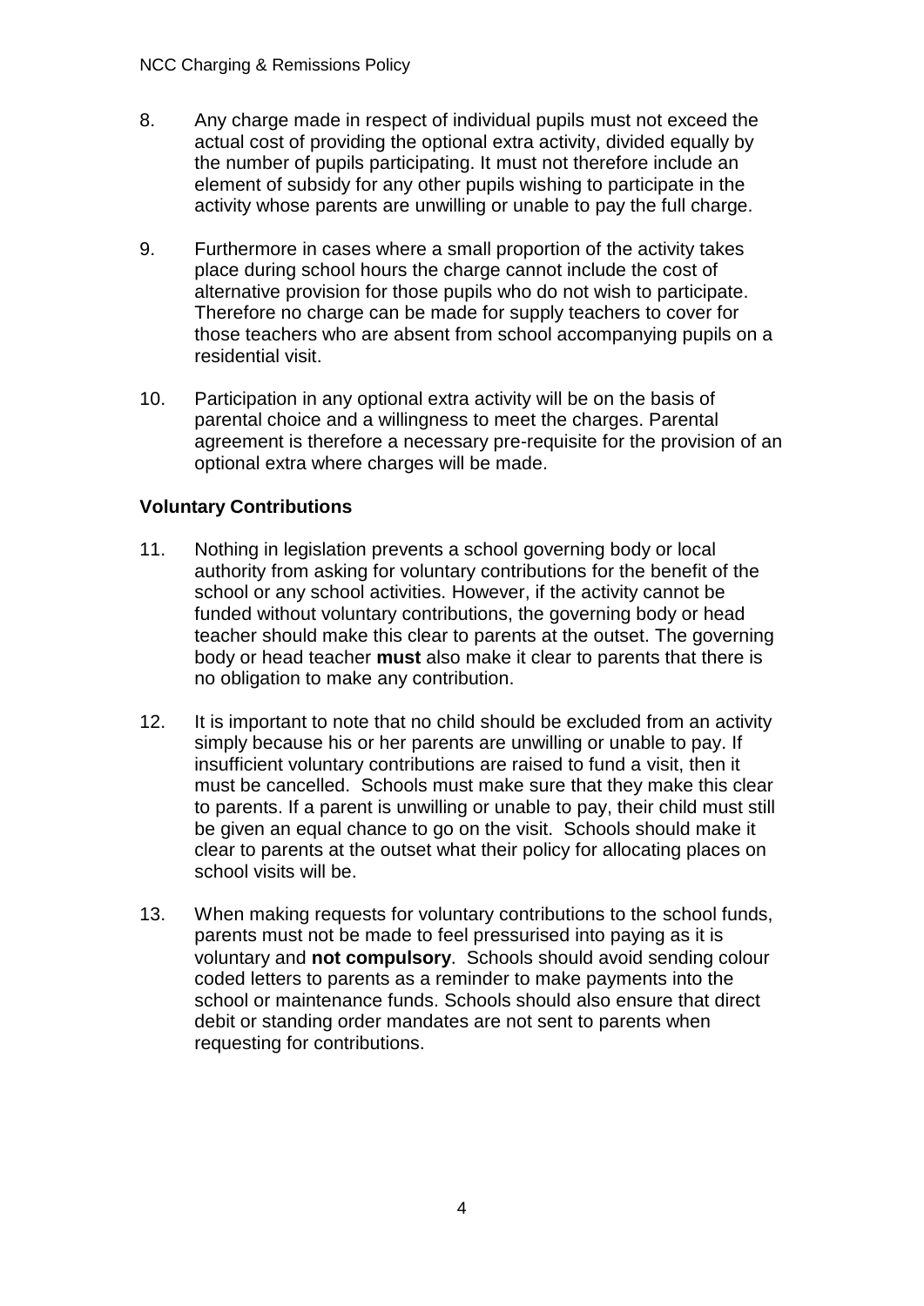8. Any charge made in respect of individual pupils must not exceed the actual cost of providing the optional extra activity, divided equally by the number of pupils participating. It must not therefore include an element of subsidy for any other pupils wishing to participate in the activity whose parents are unwilling or unable to pay the full charge.

9. Furthermore in cases where a small proportion of the activity takes place during school hours the charge cannot include the cost of alternative provision for those pupils who do not wish to participate. Therefore no charge can be made for supply teachers to cover for those teachers who are absent from school accompanying pupils on a residential visit.

10. Participation in any optional extra activity will be on the basis of parental choice and a willingness to meet the charges. Parental agreement is therefore a necessary pre-requisite for the provision of an optional extra where charges will be made.

**Voluntary Contributions**

11. Nothing in legislation prevents a school governing body or local authority from asking for voluntary contributions for the benefit of the school or any school activities. However, if the activity cannot be funded without voluntary contributions, the governing body or head teacher should make this clear to parents at the outset. The governing body or head teacher **must** also make it clear to parents that there is no obligation to make any contribution.

12. It is important to note that no child should be excluded from an activity simply because his or her parents are unwilling or unable to pay. If insufficient voluntary contributions are raised to fund a visit, then it must be cancelled. Schools must make sure that they make this clear to parents. If a parent is unwilling or unable to pay, their child must still be given an equal chance to go on the visit. Schools should make it clear to parents at the outset what their policy for allocating places on school visits will be.

13. When making requests for voluntary contributions to the school funds, parents must not be made to feel pressurised into paying as it is voluntary and **not compulsory**. Schools should avoid sending colour coded letters to parents as a reminder to make payments into the school or maintenance funds. Schools should also ensure that direct debit or standing order mandates are not sent to parents when requesting for contributions.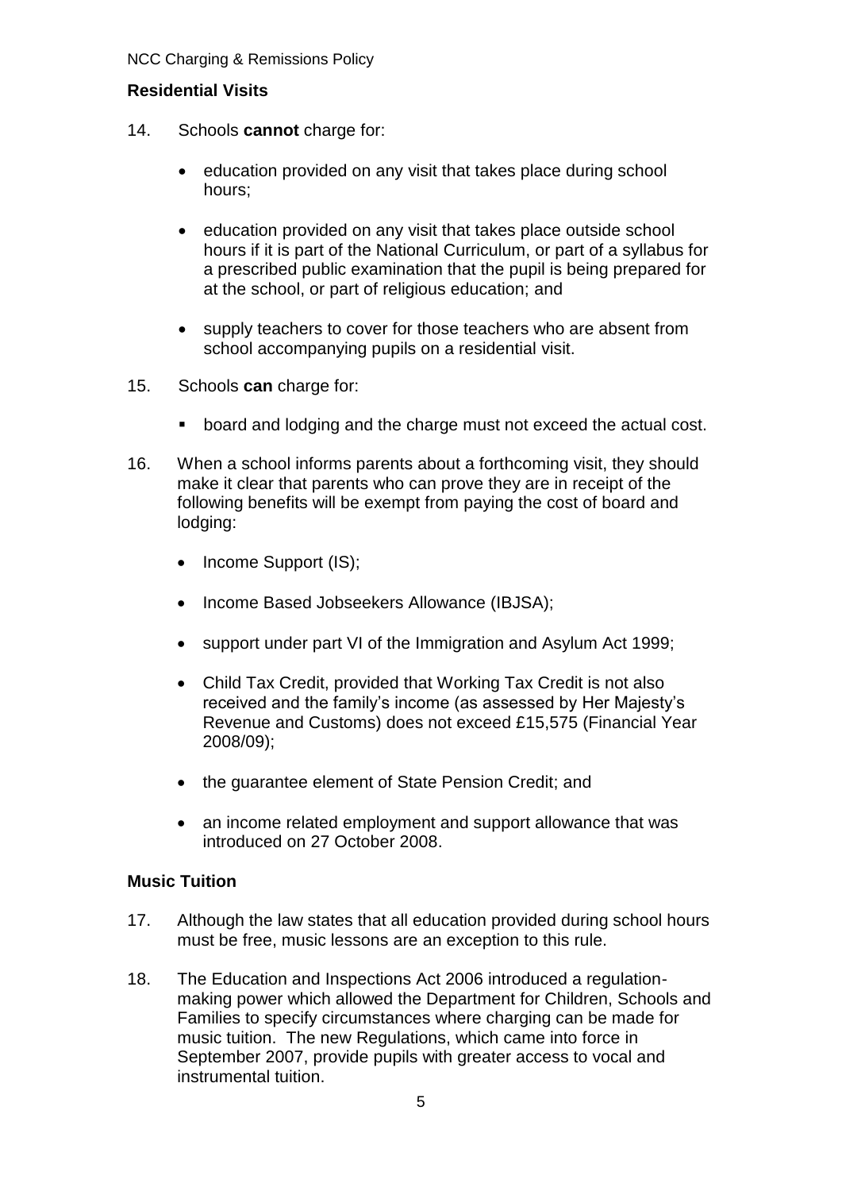## Residential Visits

14. Schools **cannot** charge for:

    - education provided on any visit that takes place during school hours;
    - education provided on any visit that takes place outside school hours if it is part of the National Curriculum, or part of a syllabus for a prescribed public examination that the pupil is being prepared for at the school, or part of religious education; and
    - supply teachers to cover for those teachers who are absent from school accompanying pupils on a residential visit.

15. Schools **can** charge for:

    - board and lodging and the charge must not exceed the actual cost.

16. When a school informs parents about a forthcoming visit, they should make it clear that parents who can prove they are in receipt of the following benefits will be exempt from paying the cost of board and lodging:

    - Income Support (IS);
    - Income Based Jobseekers Allowance (IBJSA);
    - support under part VI of the Immigration and Asylum Act 1999;
    - Child Tax Credit, provided that Working Tax Credit is not also received and the family's income (as assessed by Her Majesty's Revenue and Customs) does not exceed £15,575 (Financial Year 2008/09);
    - the guarantee element of State Pension Credit; and
    - an income related employment and support allowance that was introduced on 27 October 2008.

## Music Tuition

17. Although the law states that all education provided during school hours must be free, music lessons are an exception to this rule.

18. The Education and Inspections Act 2006 introduced a regulation-making power which allowed the Department for Children, Schools and Families to specify circumstances where charging can be made for music tuition. The new Regulations, which came into force in September 2007, provide pupils with greater access to vocal and instrumental tuition.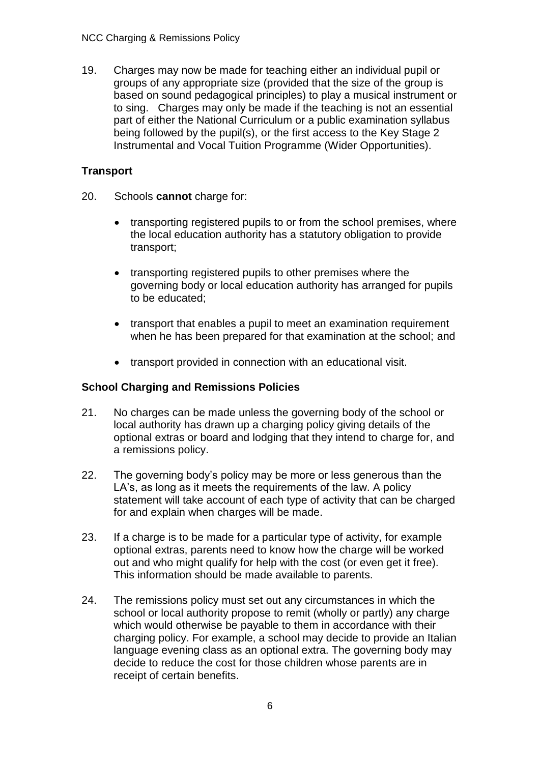19. Charges may now be made for teaching either an individual pupil or groups of any appropriate size (provided that the size of the group is based on sound pedagogical principles) to play a musical instrument or to sing. Charges may only be made if the teaching is not an essential part of either the National Curriculum or a public examination syllabus being followed by the pupil(s), or the first access to the Key Stage 2 Instrumental and Vocal Tuition Programme (Wider Opportunities).

### Transport

20. Schools **cannot** charge for:

   - transporting registered pupils to or from the school premises, where the local education authority has a statutory obligation to provide transport;
   - transporting registered pupils to other premises where the governing body or local education authority has arranged for pupils to be educated;
   - transport that enables a pupil to meet an examination requirement when he has been prepared for that examination at the school; and
   - transport provided in connection with an educational visit.

### School Charging and Remissions Policies

21. No charges can be made unless the governing body of the school or local authority has drawn up a charging policy giving details of the optional extras or board and lodging that they intend to charge for, and a remissions policy.

22. The governing body's policy may be more or less generous than the LA's, as long as it meets the requirements of the law. A policy statement will take account of each type of activity that can be charged for and explain when charges will be made.

23. If a charge is to be made for a particular type of activity, for example optional extras, parents need to know how the charge will be worked out and who might qualify for help with the cost (or even get it free). This information should be made available to parents.

24. The remissions policy must set out any circumstances in which the school or local authority propose to remit (wholly or partly) any charge which would otherwise be payable to them in accordance with their charging policy. For example, a school may decide to provide an Italian language evening class as an optional extra. The governing body may decide to reduce the cost for those children whose parents are in receipt of certain benefits.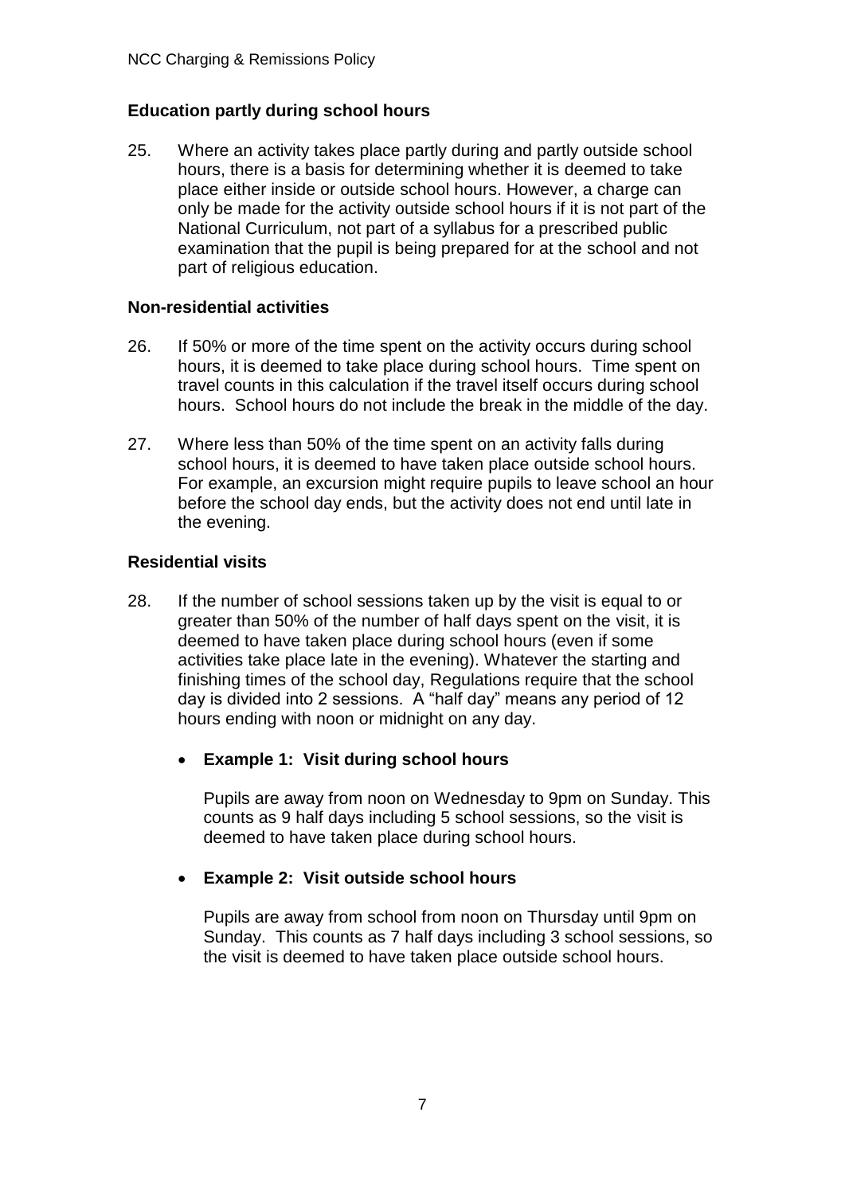### Education partly during school hours

25. Where an activity takes place partly during and partly outside school hours, there is a basis for determining whether it is deemed to take place either inside or outside school hours. However, a charge can only be made for the activity outside school hours if it is not part of the National Curriculum, not part of a syllabus for a prescribed public examination that the pupil is being prepared for at the school and not part of religious education.

### Non-residential activities

26. If 50% or more of the time spent on the activity occurs during school hours, it is deemed to take place during school hours. Time spent on travel counts in this calculation if the travel itself occurs during school hours. School hours do not include the break in the middle of the day.

27. Where less than 50% of the time spent on an activity falls during school hours, it is deemed to have taken place outside school hours. For example, an excursion might require pupils to leave school an hour before the school day ends, but the activity does not end until late in the evening.

### Residential visits

28. If the number of school sessions taken up by the visit is equal to or greater than 50% of the number of half days spent on the visit, it is deemed to have taken place during school hours (even if some activities take place late in the evening). Whatever the starting and finishing times of the school day, Regulations require that the school day is divided into 2 sessions. A "half day" means any period of 12 hours ending with noon or midnight on any day.

- **Example 1: Visit during school hours**

  Pupils are away from noon on Wednesday to 9pm on Sunday. This counts as 9 half days including 5 school sessions, so the visit is deemed to have taken place during school hours.

- **Example 2: Visit outside school hours**

  Pupils are away from school from noon on Thursday until 9pm on Sunday. This counts as 7 half days including 3 school sessions, so the visit is deemed to have taken place outside school hours.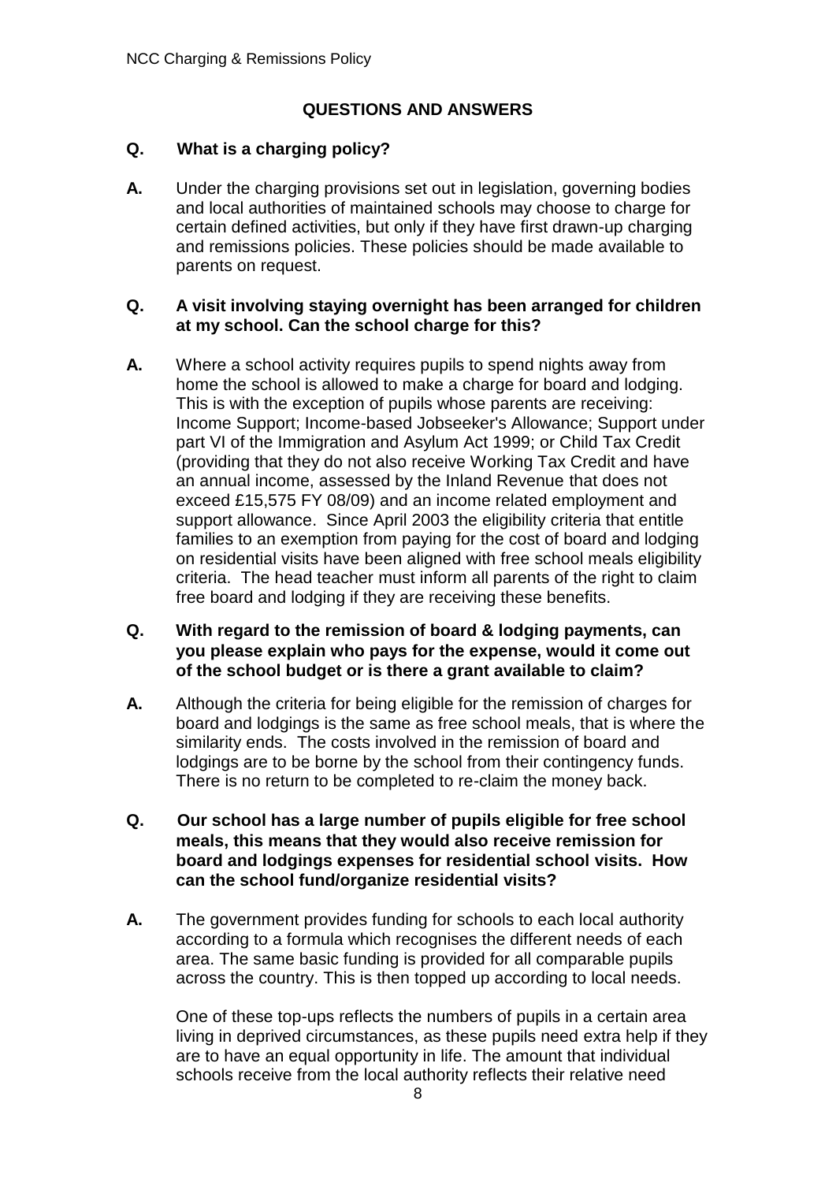## QUESTIONS AND ANSWERS

**Q. What is a charging policy?**

**A.** Under the charging provisions set out in legislation, governing bodies and local authorities of maintained schools may choose to charge for certain defined activities, but only if they have first drawn-up charging and remissions policies. These policies should be made available to parents on request.

**Q. A visit involving staying overnight has been arranged for children at my school. Can the school charge for this?**

**A.** Where a school activity requires pupils to spend nights away from home the school is allowed to make a charge for board and lodging. This is with the exception of pupils whose parents are receiving: Income Support; Income-based Jobseeker's Allowance; Support under part VI of the Immigration and Asylum Act 1999; or Child Tax Credit (providing that they do not also receive Working Tax Credit and have an annual income, assessed by the Inland Revenue that does not exceed £15,575 FY 08/09) and an income related employment and support allowance. Since April 2003 the eligibility criteria that entitle families to an exemption from paying for the cost of board and lodging on residential visits have been aligned with free school meals eligibility criteria. The head teacher must inform all parents of the right to claim free board and lodging if they are receiving these benefits.

**Q. With regard to the remission of board & lodging payments, can you please explain who pays for the expense, would it come out of the school budget or is there a grant available to claim?**

**A.** Although the criteria for being eligible for the remission of charges for board and lodgings is the same as free school meals, that is where the similarity ends. The costs involved in the remission of board and lodgings are to be borne by the school from their contingency funds. There is no return to be completed to re-claim the money back.

**Q. Our school has a large number of pupils eligible for free school meals, this means that they would also receive remission for board and lodgings expenses for residential school visits. How can the school fund/organize residential visits?**

**A.** The government provides funding for schools to each local authority according to a formula which recognises the different needs of each area. The same basic funding is provided for all comparable pupils across the country. This is then topped up according to local needs.

One of these top-ups reflects the numbers of pupils in a certain area living in deprived circumstances, as these pupils need extra help if they are to have an equal opportunity in life. The amount that individual schools receive from the local authority reflects their relative need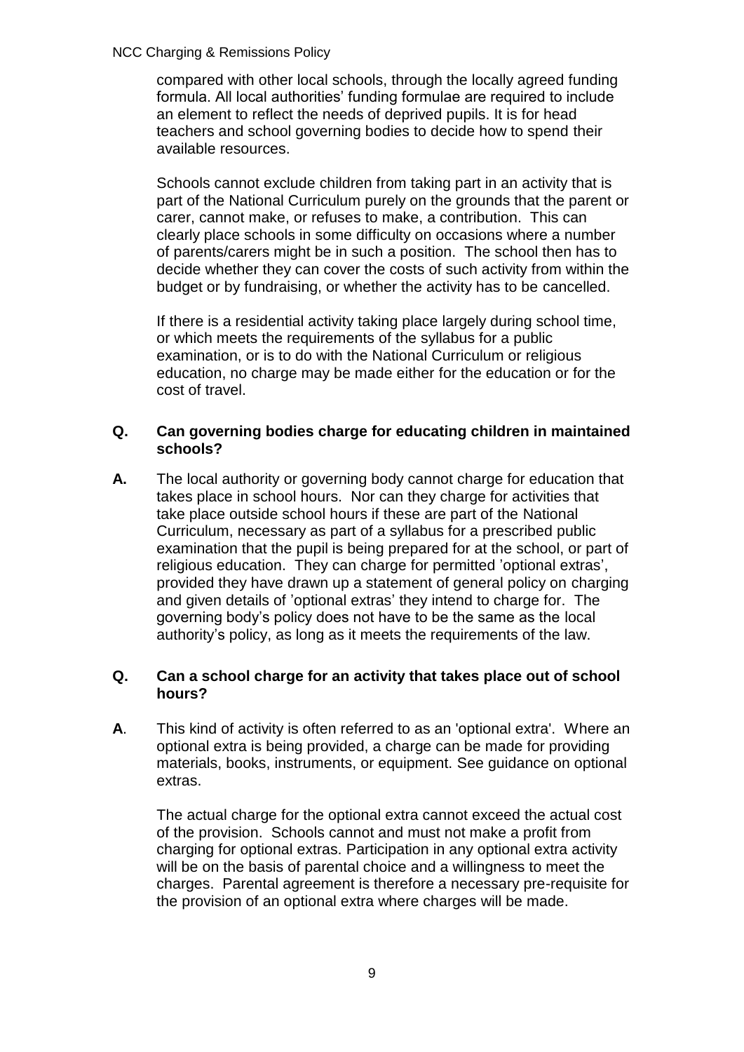compared with other local schools, through the locally agreed funding formula. All local authorities' funding formulae are required to include an element to reflect the needs of deprived pupils. It is for head teachers and school governing bodies to decide how to spend their available resources.

Schools cannot exclude children from taking part in an activity that is part of the National Curriculum purely on the grounds that the parent or carer, cannot make, or refuses to make, a contribution. This can clearly place schools in some difficulty on occasions where a number of parents/carers might be in such a position. The school then has to decide whether they can cover the costs of such activity from within the budget or by fundraising, or whether the activity has to be cancelled.

If there is a residential activity taking place largely during school time, or which meets the requirements of the syllabus for a public examination, or is to do with the National Curriculum or religious education, no charge may be made either for the education or for the cost of travel.

**Q. Can governing bodies charge for educating children in maintained schools?**

**A.** The local authority or governing body cannot charge for education that takes place in school hours. Nor can they charge for activities that take place outside school hours if these are part of the National Curriculum, necessary as part of a syllabus for a prescribed public examination that the pupil is being prepared for at the school, or part of religious education. They can charge for permitted 'optional extras', provided they have drawn up a statement of general policy on charging and given details of 'optional extras' they intend to charge for. The governing body's policy does not have to be the same as the local authority's policy, as long as it meets the requirements of the law.

**Q. Can a school charge for an activity that takes place out of school hours?**

**A**. This kind of activity is often referred to as an 'optional extra'. Where an optional extra is being provided, a charge can be made for providing materials, books, instruments, or equipment. See guidance on optional extras.

The actual charge for the optional extra cannot exceed the actual cost of the provision. Schools cannot and must not make a profit from charging for optional extras. Participation in any optional extra activity will be on the basis of parental choice and a willingness to meet the charges. Parental agreement is therefore a necessary pre-requisite for the provision of an optional extra where charges will be made.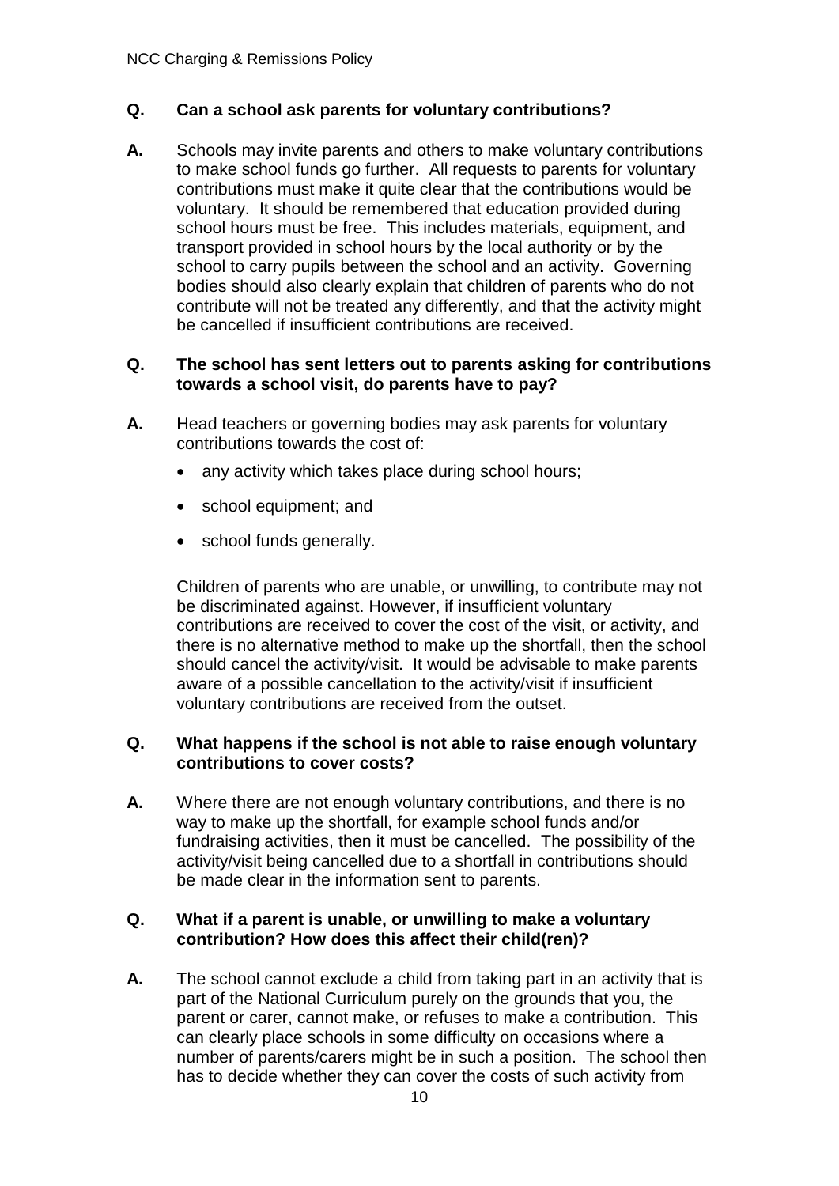**Q. Can a school ask parents for voluntary contributions?**

**A.** Schools may invite parents and others to make voluntary contributions to make school funds go further. All requests to parents for voluntary contributions must make it quite clear that the contributions would be voluntary. It should be remembered that education provided during school hours must be free. This includes materials, equipment, and transport provided in school hours by the local authority or by the school to carry pupils between the school and an activity. Governing bodies should also clearly explain that children of parents who do not contribute will not be treated any differently, and that the activity might be cancelled if insufficient contributions are received.

**Q. The school has sent letters out to parents asking for contributions towards a school visit, do parents have to pay?**

**A.** Head teachers or governing bodies may ask parents for voluntary contributions towards the cost of:

- any activity which takes place during school hours;
- school equipment; and
- school funds generally.

Children of parents who are unable, or unwilling, to contribute may not be discriminated against. However, if insufficient voluntary contributions are received to cover the cost of the visit, or activity, and there is no alternative method to make up the shortfall, then the school should cancel the activity/visit. It would be advisable to make parents aware of a possible cancellation to the activity/visit if insufficient voluntary contributions are received from the outset.

**Q. What happens if the school is not able to raise enough voluntary contributions to cover costs?**

**A.** Where there are not enough voluntary contributions, and there is no way to make up the shortfall, for example school funds and/or fundraising activities, then it must be cancelled. The possibility of the activity/visit being cancelled due to a shortfall in contributions should be made clear in the information sent to parents.

**Q. What if a parent is unable, or unwilling to make a voluntary contribution? How does this affect their child(ren)?**

**A.** The school cannot exclude a child from taking part in an activity that is part of the National Curriculum purely on the grounds that you, the parent or carer, cannot make, or refuses to make a contribution. This can clearly place schools in some difficulty on occasions where a number of parents/carers might be in such a position. The school then has to decide whether they can cover the costs of such activity from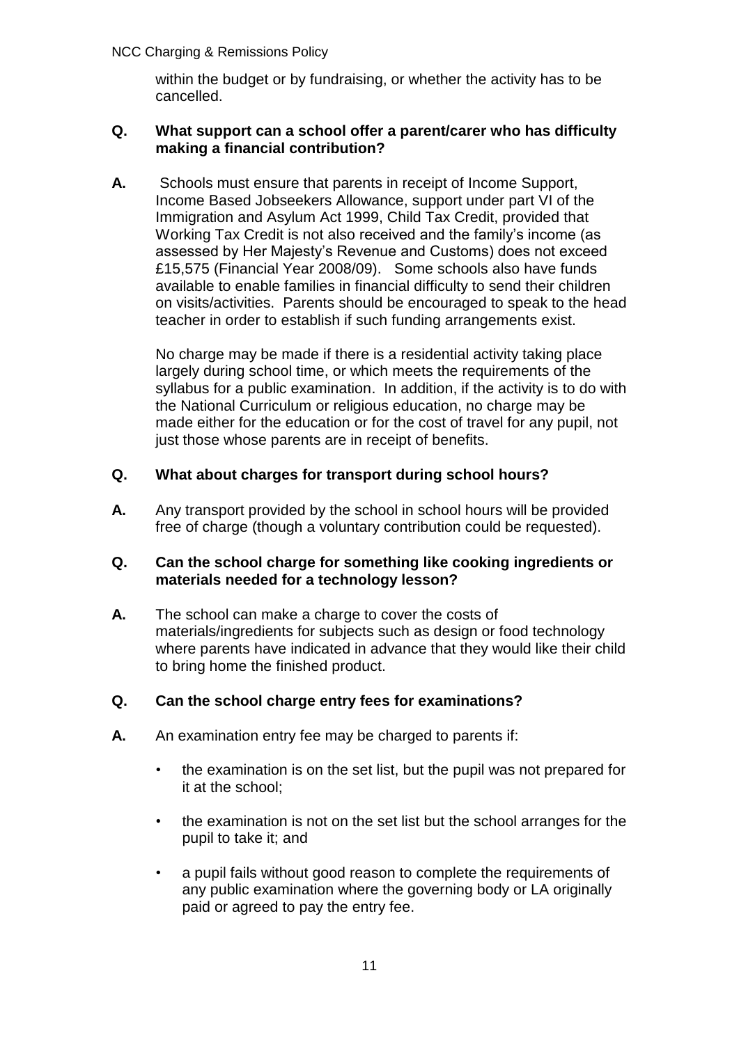within the budget or by fundraising, or whether the activity has to be cancelled.

**Q. What support can a school offer a parent/carer who has difficulty making a financial contribution?**

**A.** Schools must ensure that parents in receipt of Income Support, Income Based Jobseekers Allowance, support under part VI of the Immigration and Asylum Act 1999, Child Tax Credit, provided that Working Tax Credit is not also received and the family's income (as assessed by Her Majesty's Revenue and Customs) does not exceed £15,575 (Financial Year 2008/09). Some schools also have funds available to enable families in financial difficulty to send their children on visits/activities. Parents should be encouraged to speak to the head teacher in order to establish if such funding arrangements exist.

No charge may be made if there is a residential activity taking place largely during school time, or which meets the requirements of the syllabus for a public examination. In addition, if the activity is to do with the National Curriculum or religious education, no charge may be made either for the education or for the cost of travel for any pupil, not just those whose parents are in receipt of benefits.

**Q. What about charges for transport during school hours?**

**A.** Any transport provided by the school in school hours will be provided free of charge (though a voluntary contribution could be requested).

**Q. Can the school charge for something like cooking ingredients or materials needed for a technology lesson?**

**A.** The school can make a charge to cover the costs of materials/ingredients for subjects such as design or food technology where parents have indicated in advance that they would like their child to bring home the finished product.

**Q. Can the school charge entry fees for examinations?**

**A.** An examination entry fee may be charged to parents if:

- the examination is on the set list, but the pupil was not prepared for it at the school;
- the examination is not on the set list but the school arranges for the pupil to take it; and
- a pupil fails without good reason to complete the requirements of any public examination where the governing body or LA originally paid or agreed to pay the entry fee.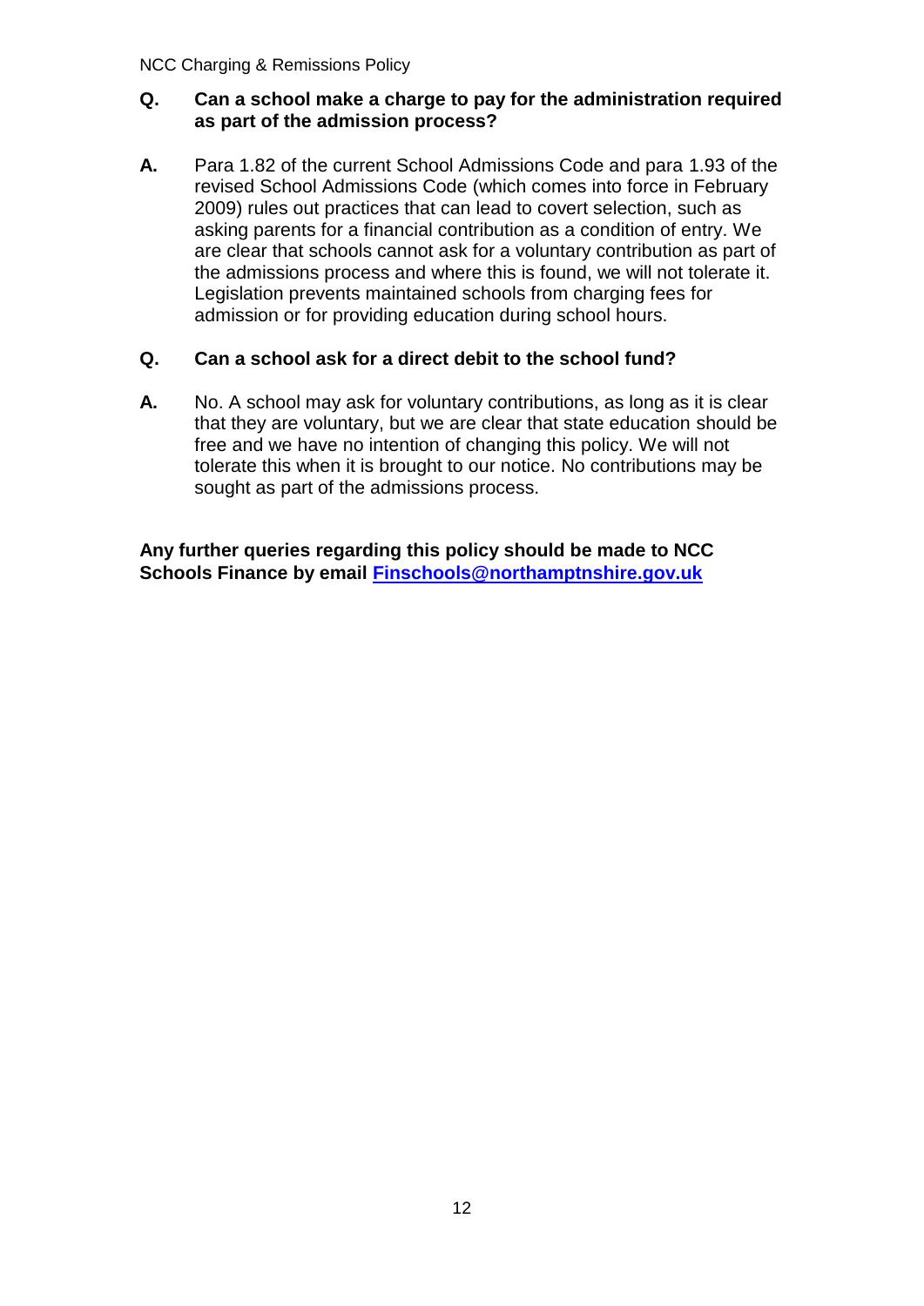**Q.** **Can a school make a charge to pay for the administration required as part of the admission process?**

**A.** Para 1.82 of the current School Admissions Code and para 1.93 of the revised School Admissions Code (which comes into force in February 2009) rules out practices that can lead to covert selection, such as asking parents for a financial contribution as a condition of entry. We are clear that schools cannot ask for a voluntary contribution as part of the admissions process and where this is found, we will not tolerate it. Legislation prevents maintained schools from charging fees for admission or for providing education during school hours.

**Q.** **Can a school ask for a direct debit to the school fund?**

**A.** No. A school may ask for voluntary contributions, as long as it is clear that they are voluntary, but we are clear that state education should be free and we have no intention of changing this policy. We will not tolerate this when it is brought to our notice. No contributions may be sought as part of the admissions process.

**Any further queries regarding this policy should be made to NCC Schools Finance by email [Finschools@northamptnshire.gov.uk](mailto:Finschools@northamptnshire.gov.uk)**